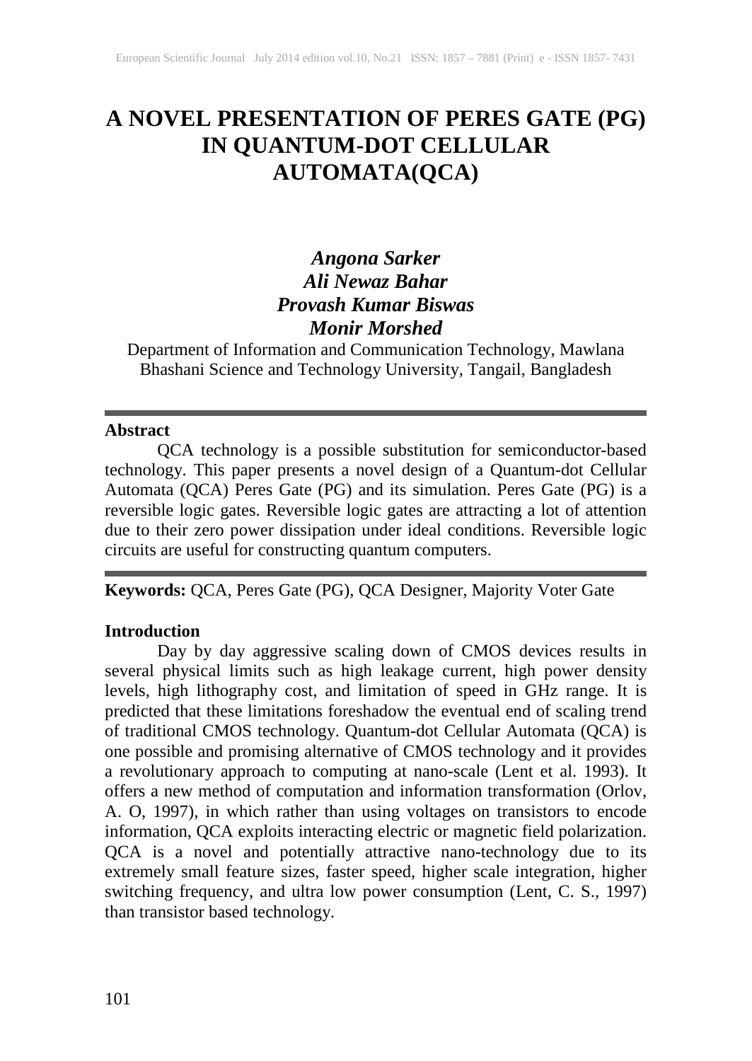# A NOVEL PRESENTATION OF PERES GATE (PG) IN QUANTUM-DOT CELLULAR AUTOMATA(QCA)

***Angona Sarker***
***Ali Newaz Bahar***
***Provash Kumar Biswas***
***Monir Morshed***

Department of Information and Communication Technology, Mawlana Bhashani Science and Technology University, Tangail, Bangladesh

---

**Abstract**

QCA technology is a possible substitution for semiconductor-based technology. This paper presents a novel design of a Quantum-dot Cellular Automata (QCA) Peres Gate (PG) and its simulation. Peres Gate (PG) is a reversible logic gates. Reversible logic gates are attracting a lot of attention due to their zero power dissipation under ideal conditions. Reversible logic circuits are useful for constructing quantum computers.

---

**Keywords:** QCA, Peres Gate (PG), QCA Designer, Majority Voter Gate

## Introduction

Day by day aggressive scaling down of CMOS devices results in several physical limits such as high leakage current, high power density levels, high lithography cost, and limitation of speed in GHz range. It is predicted that these limitations foreshadow the eventual end of scaling trend of traditional CMOS technology. Quantum-dot Cellular Automata (QCA) is one possible and promising alternative of CMOS technology and it provides a revolutionary approach to computing at nano-scale (Lent et al. 1993). It offers a new method of computation and information transformation (Orlov, A. O, 1997), in which rather than using voltages on transistors to encode information, QCA exploits interacting electric or magnetic field polarization. QCA is a novel and potentially attractive nano-technology due to its extremely small feature sizes, faster speed, higher scale integration, higher switching frequency, and ultra low power consumption (Lent, C. S., 1997) than transistor based technology.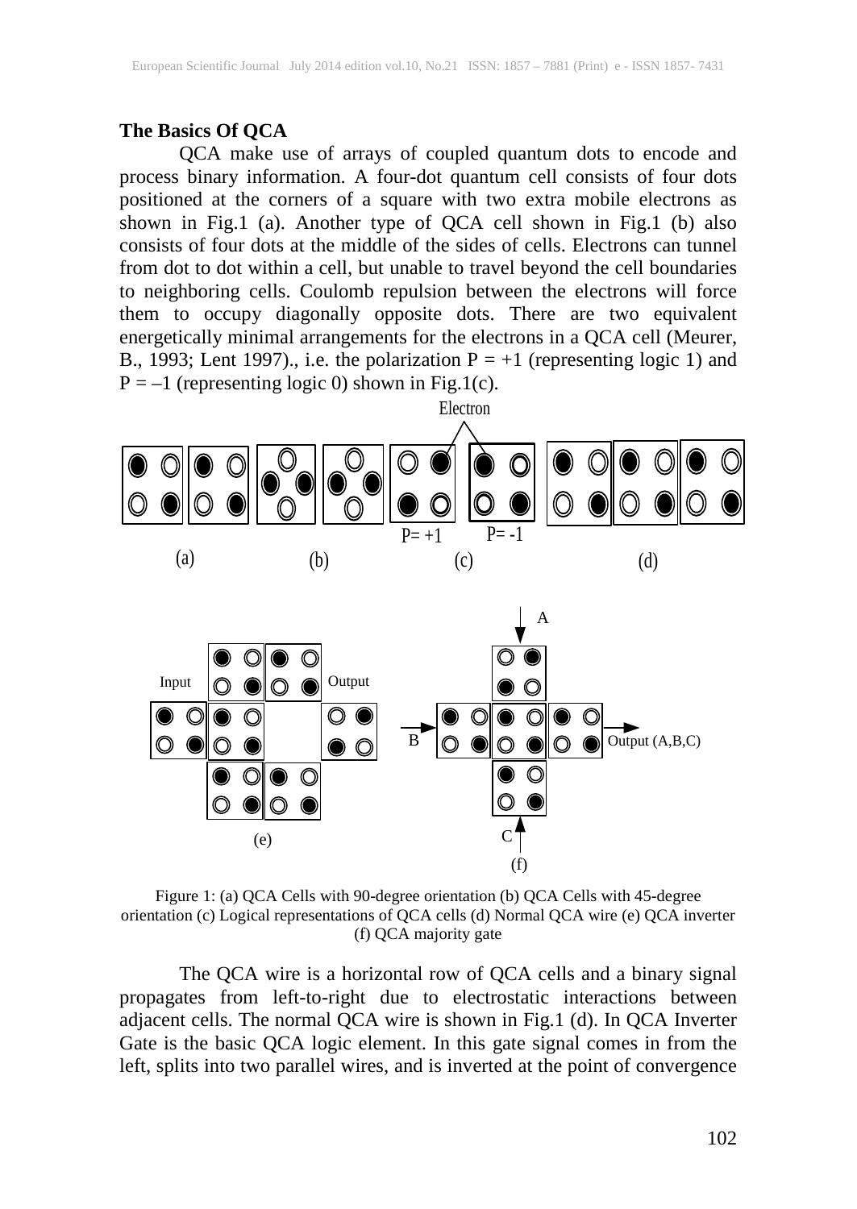## The Basics Of QCA

QCA make use of arrays of coupled quantum dots to encode and process binary information. A four-dot quantum cell consists of four dots positioned at the corners of a square with two extra mobile electrons as shown in Fig.1 (a). Another type of QCA cell shown in Fig.1 (b) also consists of four dots at the middle of the sides of cells. Electrons can tunnel from dot to dot within a cell, but unable to travel beyond the cell boundaries to neighboring cells. Coulomb repulsion between the electrons will force them to occupy diagonally opposite dots. There are two equivalent energetically minimal arrangements for the electrons in a QCA cell (Meurer, B., 1993; Lent 1997)., i.e. the polarization $P = +1$ (representing logic 1) and $P = -1$ (representing logic 0) shown in Fig.1(c).

Figure 1: (a) QCA Cells with 90-degree orientation (b) QCA Cells with 45-degree orientation (c) Logical representations of QCA cells (d) Normal QCA wire (e) QCA inverter (f) QCA majority gate

The QCA wire is a horizontal row of QCA cells and a binary signal propagates from left-to-right due to electrostatic interactions between adjacent cells. The normal QCA wire is shown in Fig.1 (d). In QCA Inverter Gate is the basic QCA logic element. In this gate signal comes in from the left, splits into two parallel wires, and is inverted at the point of convergence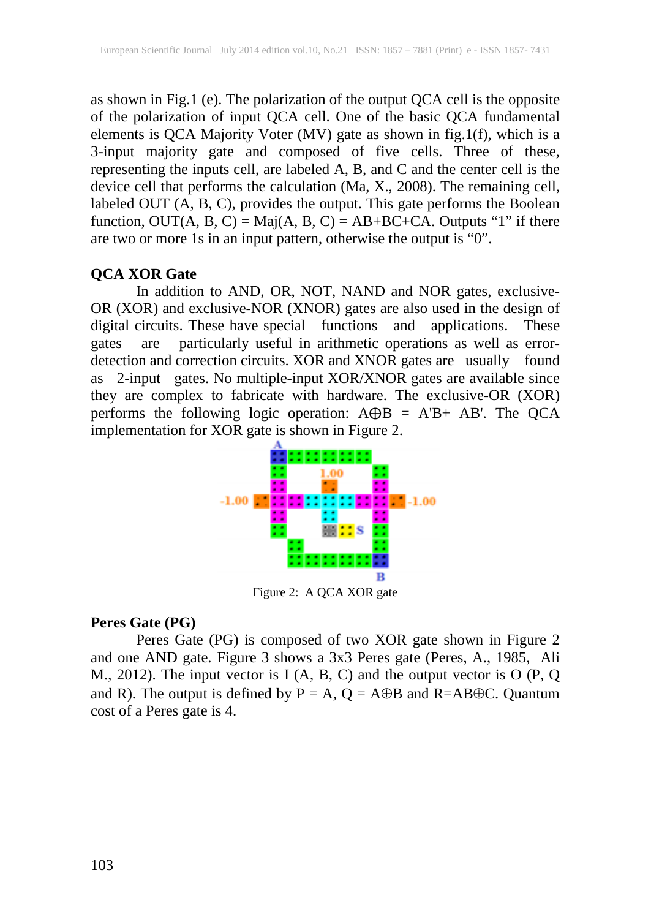as shown in Fig.1 (e). The polarization of the output QCA cell is the opposite of the polarization of input QCA cell. One of the basic QCA fundamental elements is QCA Majority Voter (MV) gate as shown in fig.1(f), which is a 3-input majority gate and composed of five cells. Three of these, representing the inputs cell, are labeled A, B, and C and the center cell is the device cell that performs the calculation (Ma, X., 2008). The remaining cell, labeled OUT (A, B, C), provides the output. This gate performs the Boolean function, OUT(A, B, C) = Maj(A, B, C) = AB+BC+CA. Outputs "1" if there are two or more 1s in an input pattern, otherwise the output is "0".

**QCA XOR Gate**

In addition to AND, OR, NOT, NAND and NOR gates, exclusive-OR (XOR) and exclusive-NOR (XNOR) gates are also used in the design of digital circuits. These have special functions and applications. These gates are particularly useful in arithmetic operations as well as error-detection and correction circuits. XOR and XNOR gates are usually found as 2-input gates. No multiple-input XOR/XNOR gates are available since they are complex to fabricate with hardware. The exclusive-OR (XOR) performs the following logic operation: $A \oplus B = A'B + AB'$. The QCA implementation for XOR gate is shown in Figure 2.

Figure 2: A QCA XOR gate

**Peres Gate (PG)**

Peres Gate (PG) is composed of two XOR gate shown in Figure 2 and one AND gate. Figure 3 shows a 3x3 Peres gate (Peres, A., 1985, Ali M., 2012). The input vector is I (A, B, C) and the output vector is O (P, Q and R). The output is defined by P = A, $Q = A \oplus B$ and $R = AB \oplus C$. Quantum cost of a Peres gate is 4.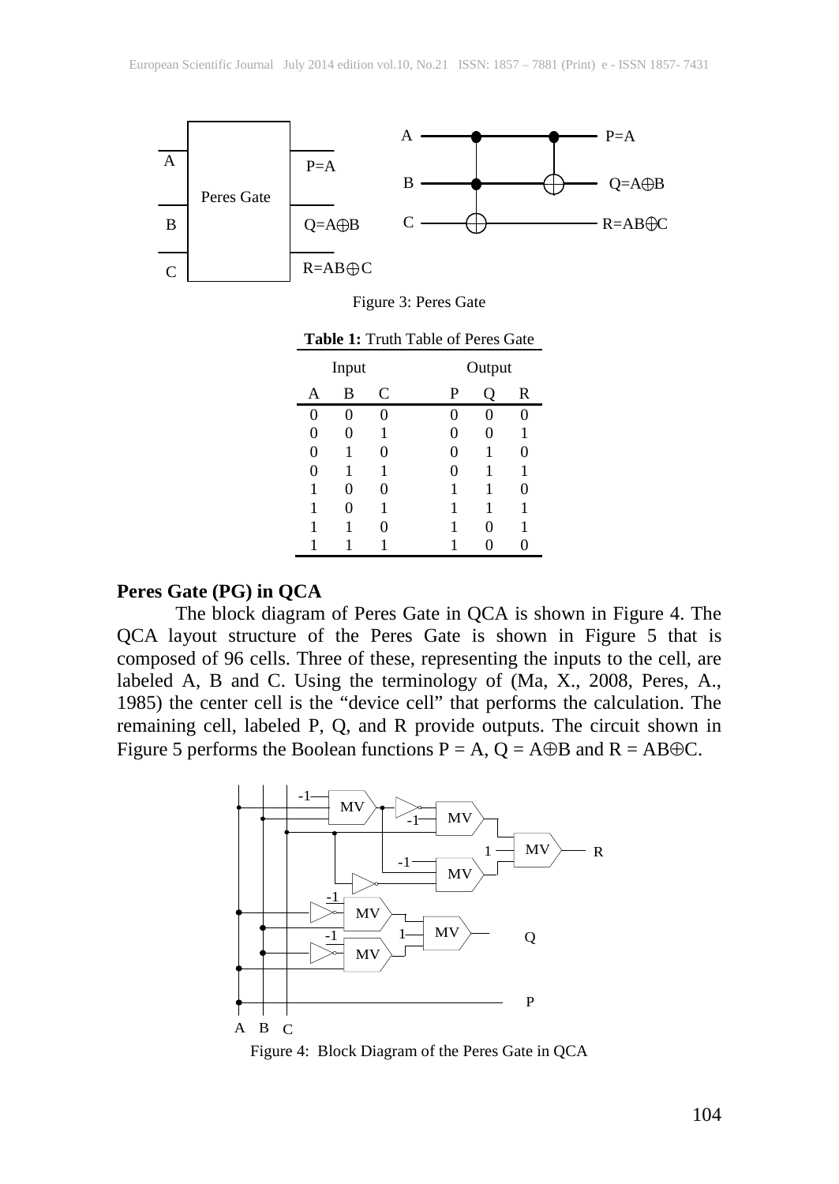Figure 3: Peres Gate

**Table 1:** Truth Table of Peres Gate

| Input | | | Output | | |
|---|---|---|---|---|---|
| A | B | C | P | Q | R |
| 0 | 0 | 0 | 0 | 0 | 0 |
| 0 | 0 | 1 | 0 | 0 | 1 |
| 0 | 1 | 0 | 0 | 1 | 0 |
| 0 | 1 | 1 | 0 | 1 | 1 |
| 1 | 0 | 0 | 1 | 1 | 0 |
| 1 | 0 | 1 | 1 | 1 | 1 |
| 1 | 1 | 0 | 1 | 0 | 1 |
| 1 | 1 | 1 | 1 | 0 | 0 |

**Peres Gate (PG) in QCA**

The block diagram of Peres Gate in QCA is shown in Figure 4. The QCA layout structure of the Peres Gate is shown in Figure 5 that is composed of 96 cells. Three of these, representing the inputs to the cell, are labeled A, B and C. Using the terminology of (Ma, X., 2008, Peres, A., 1985) the center cell is the "device cell" that performs the calculation. The remaining cell, labeled P, Q, and R provide outputs. The circuit shown in Figure 5 performs the Boolean functions $P = A$, $Q = A \oplus B$ and $R = AB \oplus C$.

Figure 4: Block Diagram of the Peres Gate in QCA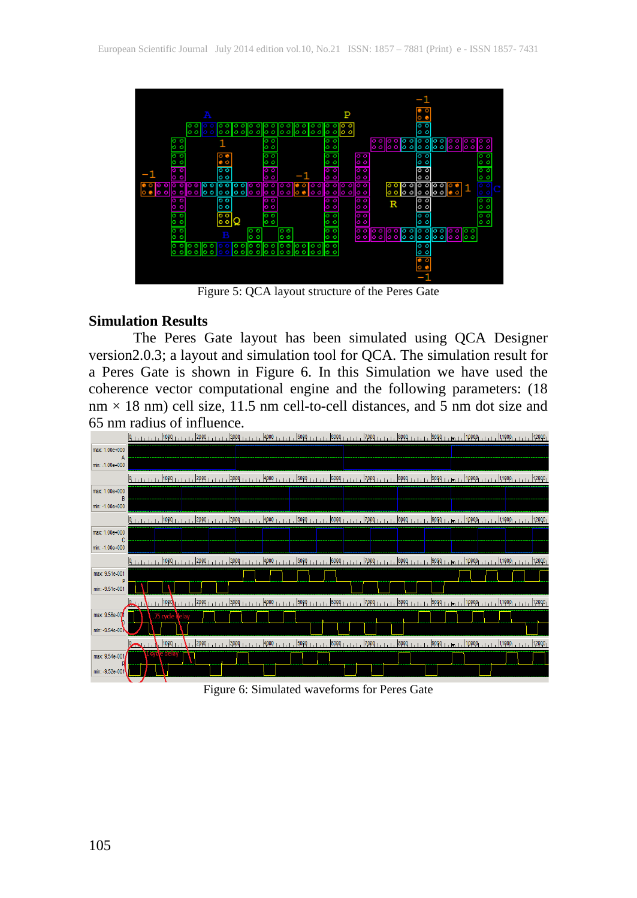Figure 5: QCA layout structure of the Peres Gate

## Simulation Results

The Peres Gate layout has been simulated using QCA Designer version2.0.3; a layout and simulation tool for QCA. The simulation result for a Peres Gate is shown in Figure 6. In this Simulation we have used the coherence vector computational engine and the following parameters: (18 nm × 18 nm) cell size, 11.5 nm cell-to-cell distances, and 5 nm dot size and 65 nm radius of influence.

Figure 6: Simulated waveforms for Peres Gate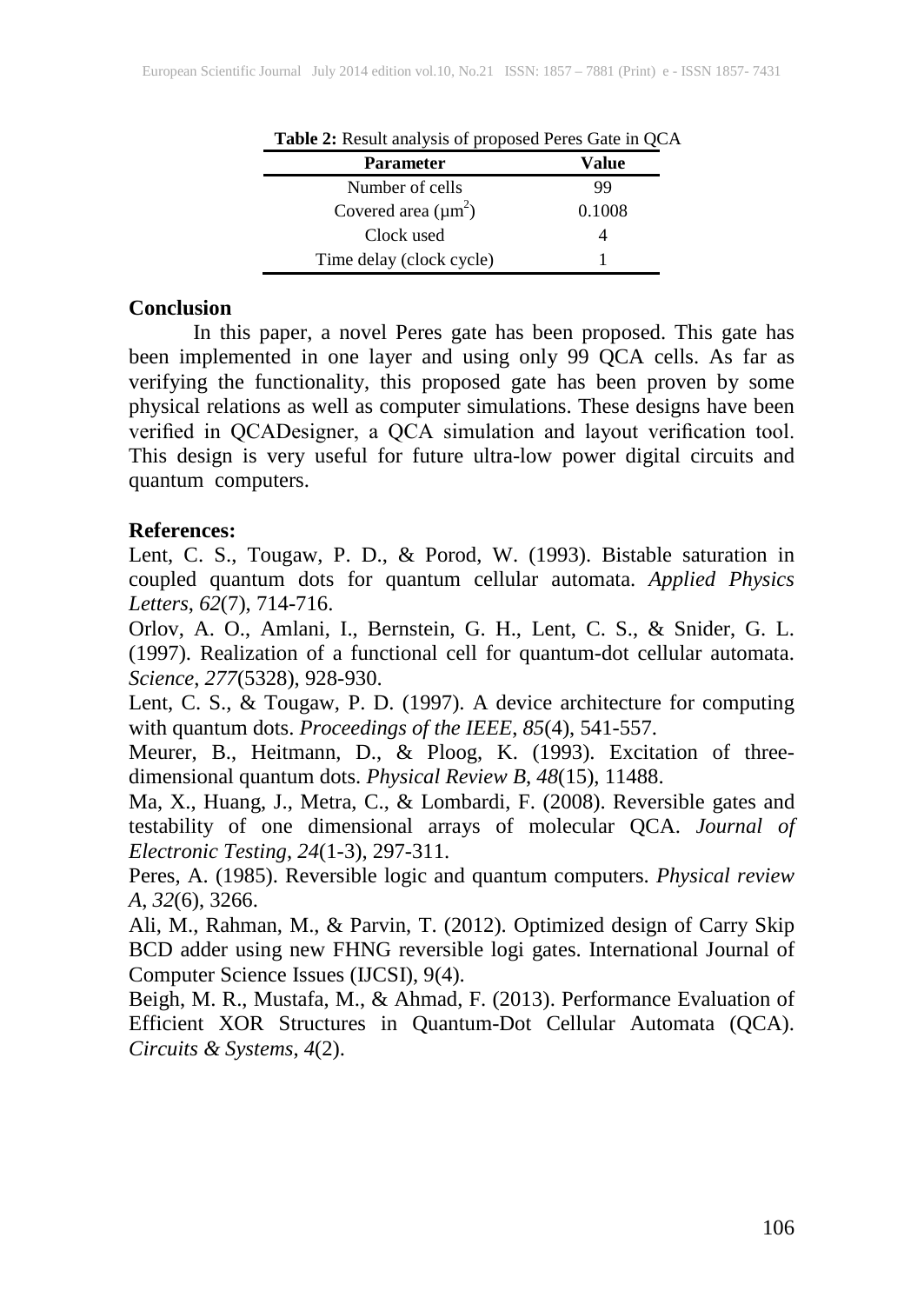**Table 2:** Result analysis of proposed Peres Gate in QCA

| Parameter | Value |
|---|---|
| Number of cells | 99 |
| Covered area ($\mu m^2$) | 0.1008 |
| Clock used | 4 |
| Time delay (clock cycle) | 1 |

## Conclusion

In this paper, a novel Peres gate has been proposed. This gate has been implemented in one layer and using only 99 QCA cells. As far as verifying the functionality, this proposed gate has been proven by some physical relations as well as computer simulations. These designs have been verified in QCADesigner, a QCA simulation and layout verification tool. This design is very useful for future ultra-low power digital circuits and quantum computers.

## References:

Lent, C. S., Tougaw, P. D., & Porod, W. (1993). Bistable saturation in coupled quantum dots for quantum cellular automata. *Applied Physics Letters*, *62*(7), 714-716.

Orlov, A. O., Amlani, I., Bernstein, G. H., Lent, C. S., & Snider, G. L. (1997). Realization of a functional cell for quantum-dot cellular automata. *Science*, *277*(5328), 928-930.

Lent, C. S., & Tougaw, P. D. (1997). A device architecture for computing with quantum dots. *Proceedings of the IEEE*, *85*(4), 541-557.

Meurer, B., Heitmann, D., & Ploog, K. (1993). Excitation of three-dimensional quantum dots. *Physical Review B*, *48*(15), 11488.

Ma, X., Huang, J., Metra, C., & Lombardi, F. (2008). Reversible gates and testability of one dimensional arrays of molecular QCA. *Journal of Electronic Testing*, *24*(1-3), 297-311.

Peres, A. (1985). Reversible logic and quantum computers. *Physical review A*, *32*(6), 3266.

Ali, M., Rahman, M., & Parvin, T. (2012). Optimized design of Carry Skip BCD adder using new FHNG reversible logi gates. International Journal of Computer Science Issues (IJCSI), 9(4).

Beigh, M. R., Mustafa, M., & Ahmad, F. (2013). Performance Evaluation of Efficient XOR Structures in Quantum-Dot Cellular Automata (QCA). *Circuits & Systems*, *4*(2).